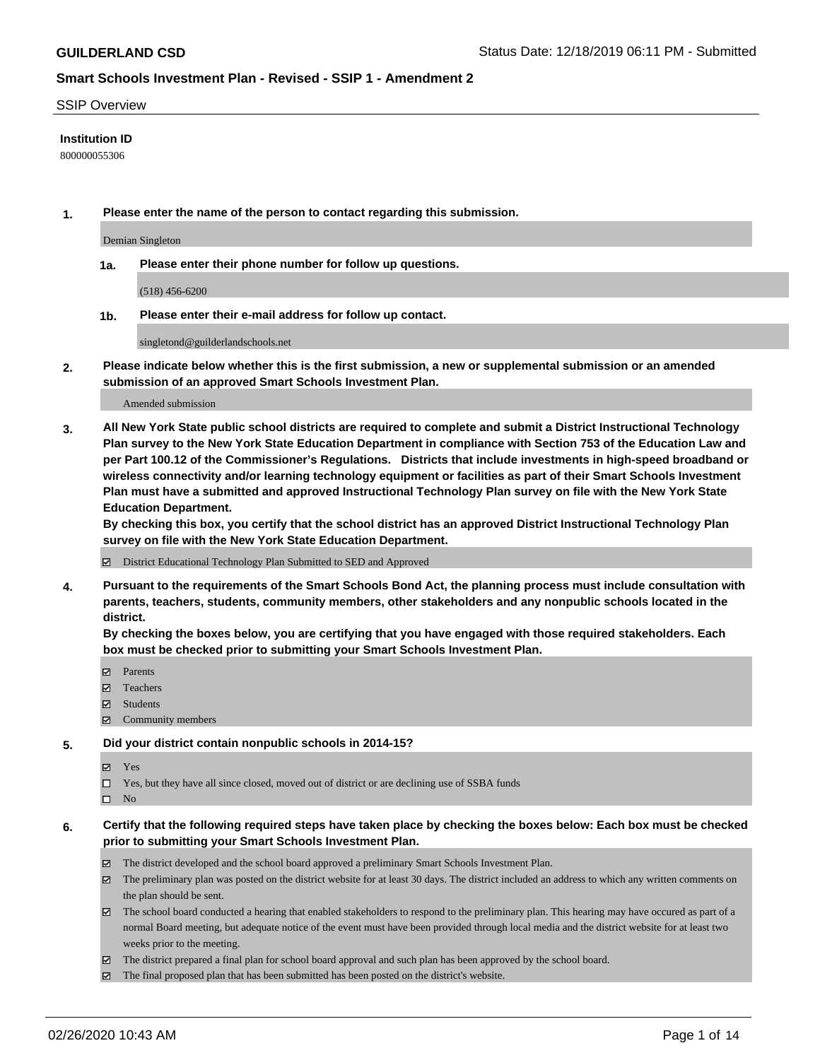**GUILDERLAND CSD**

Status Date: 12/18/2019 06:11 PM - Submitted

**Smart Schools Investment Plan - Revised - SSIP 1 - Amendment 2**

SSIP Overview

**Institution ID**

800000055306

**1. Please enter the name of the person to contact regarding this submission.**

Demian Singleton

**1a. Please enter their phone number for follow up questions.**

(518) 456-6200

**1b. Please enter their e-mail address for follow up contact.**

singletond@guilderlandschools.net

**2. Please indicate below whether this is the first submission, a new or supplemental submission or an amended submission of an approved Smart Schools Investment Plan.**

Amended submission

**3. All New York State public school districts are required to complete and submit a District Instructional Technology Plan survey to the New York State Education Department in compliance with Section 753 of the Education Law and per Part 100.12 of the Commissioner's Regulations. Districts that include investments in high-speed broadband or wireless connectivity and/or learning technology equipment or facilities as part of their Smart Schools Investment Plan must have a submitted and approved Instructional Technology Plan survey on file with the New York State Education Department.**

**By checking this box, you certify that the school district has an approved District Instructional Technology Plan survey on file with the New York State Education Department.**

☑ District Educational Technology Plan Submitted to SED and Approved

**4. Pursuant to the requirements of the Smart Schools Bond Act, the planning process must include consultation with parents, teachers, students, community members, other stakeholders and any nonpublic schools located in the district.**

**By checking the boxes below, you are certifying that you have engaged with those required stakeholders. Each box must be checked prior to submitting your Smart Schools Investment Plan.**

☑ Parents
☑ Teachers
☑ Students
☑ Community members

**5. Did your district contain nonpublic schools in 2014-15?**

☑ Yes
☐ Yes, but they have all since closed, moved out of district or are declining use of SSBA funds
☐ No

**6. Certify that the following required steps have taken place by checking the boxes below: Each box must be checked prior to submitting your Smart Schools Investment Plan.**

☑ The district developed and the school board approved a preliminary Smart Schools Investment Plan.
☑ The preliminary plan was posted on the district website for at least 30 days. The district included an address to which any written comments on the plan should be sent.
☑ The school board conducted a hearing that enabled stakeholders to respond to the preliminary plan. This hearing may have occured as part of a normal Board meeting, but adequate notice of the event must have been provided through local media and the district website for at least two weeks prior to the meeting.
☑ The district prepared a final plan for school board approval and such plan has been approved by the school board.
☑ The final proposed plan that has been submitted has been posted on the district's website.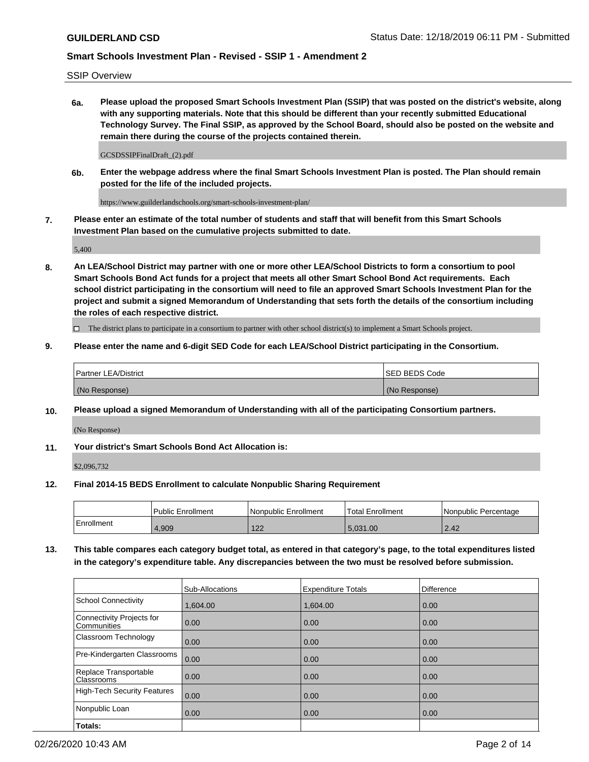SSIP Overview

**6a. Please upload the proposed Smart Schools Investment Plan (SSIP) that was posted on the district's website, along with any supporting materials. Note that this should be different than your recently submitted Educational Technology Survey. The Final SSIP, as approved by the School Board, should also be posted on the website and remain there during the course of the projects contained therein.**

GCSDSSIPFinalDraft_(2).pdf

**6b. Enter the webpage address where the final Smart Schools Investment Plan is posted. The Plan should remain posted for the life of the included projects.**

https://www.guilderlandschools.org/smart-schools-investment-plan/

**7. Please enter an estimate of the total number of students and staff that will benefit from this Smart Schools Investment Plan based on the cumulative projects submitted to date.**

5,400

**8. An LEA/School District may partner with one or more other LEA/School Districts to form a consortium to pool Smart Schools Bond Act funds for a project that meets all other Smart School Bond Act requirements. Each school district participating in the consortium will need to file an approved Smart Schools Investment Plan for the project and submit a signed Memorandum of Understanding that sets forth the details of the consortium including the roles of each respective district.**

☐ The district plans to participate in a consortium to partner with other school district(s) to implement a Smart Schools project.

**9. Please enter the name and 6-digit SED Code for each LEA/School District participating in the Consortium.**

| Partner LEA/District | SED BEDS Code |
|---|---|
| (No Response) | (No Response) |

**10. Please upload a signed Memorandum of Understanding with all of the participating Consortium partners.**

(No Response)

**11. Your district's Smart Schools Bond Act Allocation is:**

$2,096,732

**12. Final 2014-15 BEDS Enrollment to calculate Nonpublic Sharing Requirement**

| | Public Enrollment | Nonpublic Enrollment | Total Enrollment | Nonpublic Percentage |
|---|---|---|---|---|
| Enrollment | 4,909 | 122 | 5,031.00 | 2.42 |

**13. This table compares each category budget total, as entered in that category's page, to the total expenditures listed in the category's expenditure table. Any discrepancies between the two must be resolved before submission.**

| | Sub-Allocations | Expenditure Totals | Difference |
|---|---|---|---|
| School Connectivity | 1,604.00 | 1,604.00 | 0.00 |
| Connectivity Projects for Communities | 0.00 | 0.00 | 0.00 |
| Classroom Technology | 0.00 | 0.00 | 0.00 |
| Pre-Kindergarten Classrooms | 0.00 | 0.00 | 0.00 |
| Replace Transportable Classrooms | 0.00 | 0.00 | 0.00 |
| High-Tech Security Features | 0.00 | 0.00 | 0.00 |
| Nonpublic Loan | 0.00 | 0.00 | 0.00 |
| **Totals:** | | | |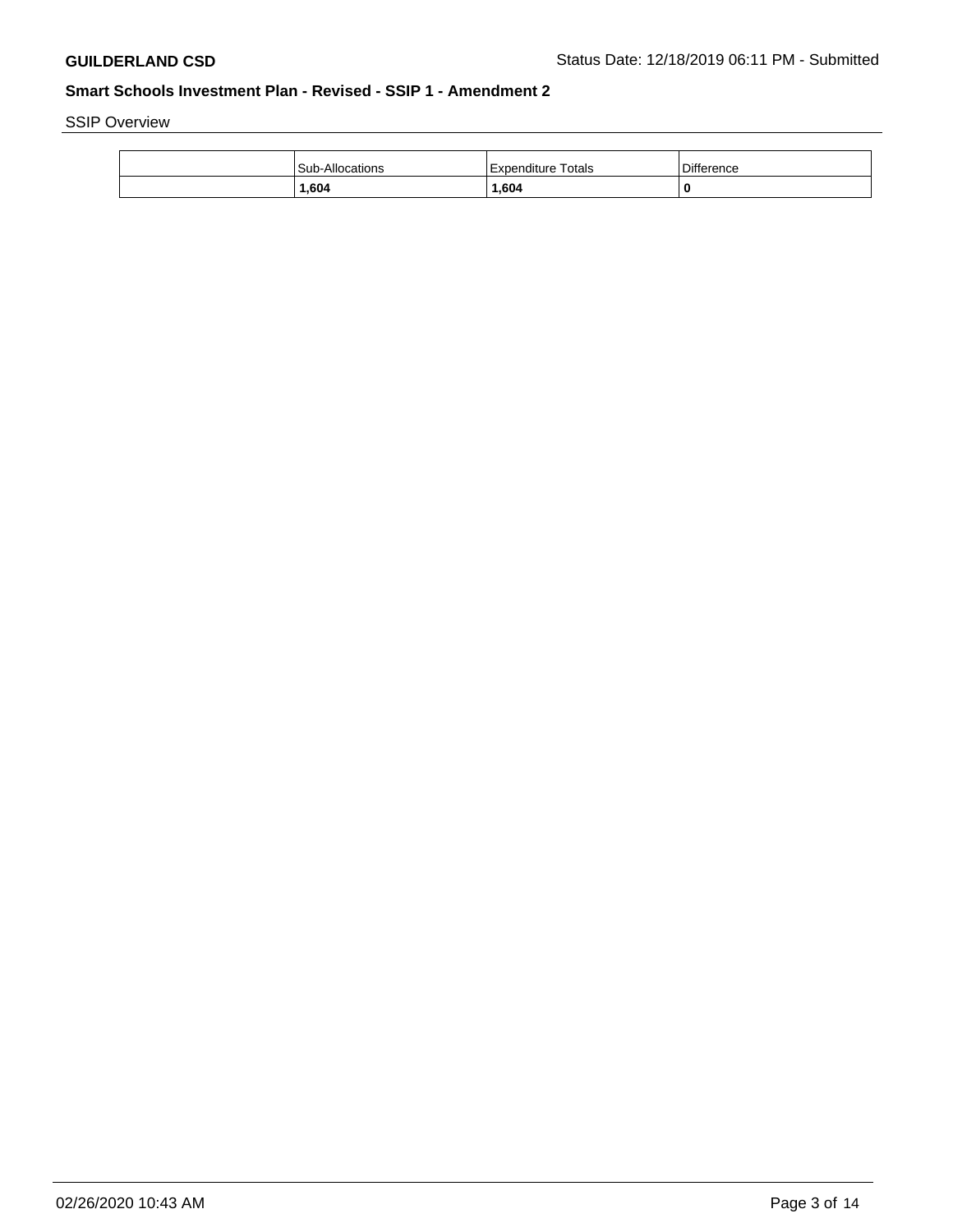**GUILDERLAND CSD** Status Date: 12/18/2019 06:11 PM - Submitted

**Smart Schools Investment Plan - Revised - SSIP 1 - Amendment 2**

SSIP Overview

| | Sub-Allocations | Expenditure Totals | Difference |
|---|---|---|---|
| | **1,604** | **1,604** | **0** |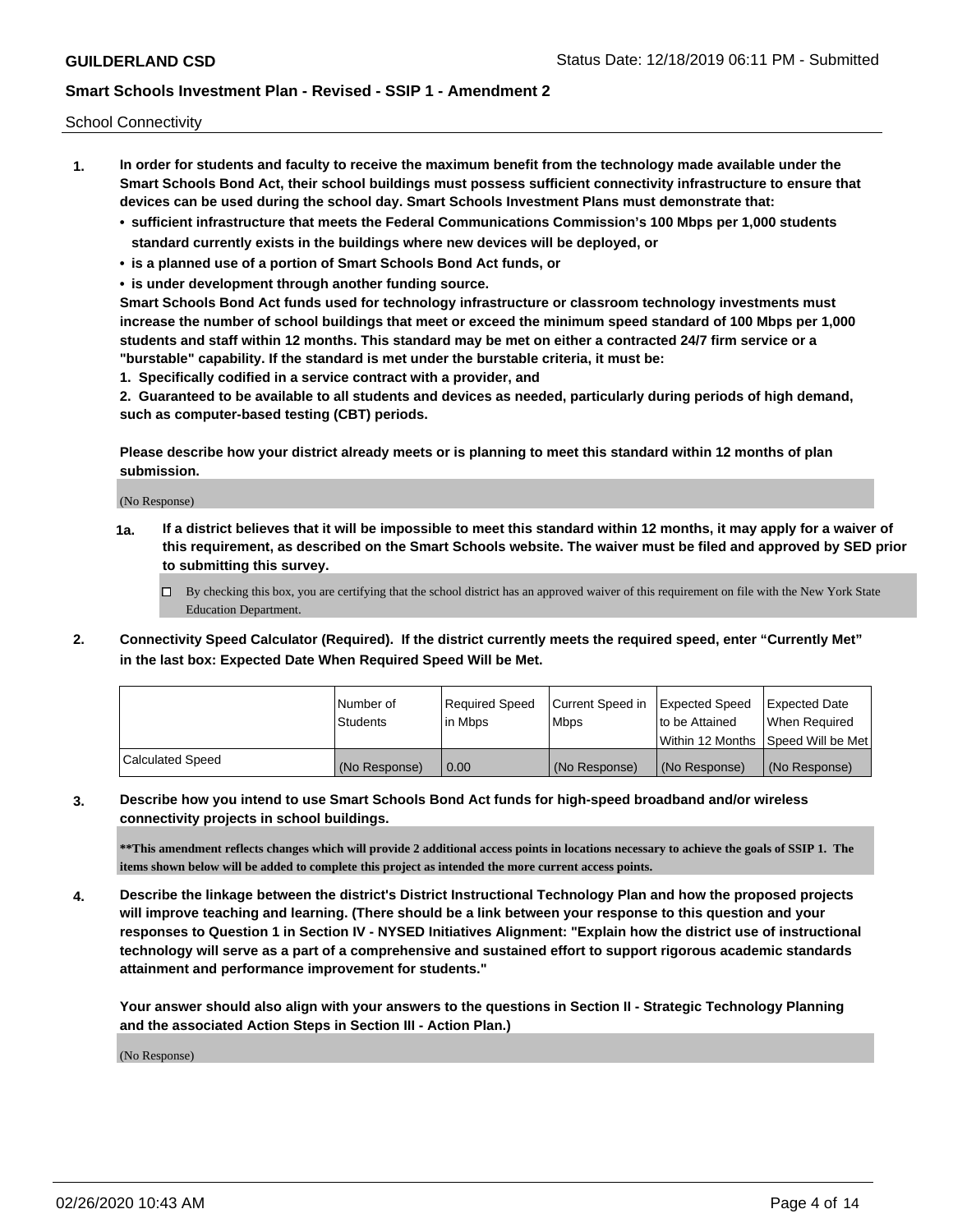School Connectivity

1. **In order for students and faculty to receive the maximum benefit from the technology made available under the Smart Schools Bond Act, their school buildings must possess sufficient connectivity infrastructure to ensure that devices can be used during the school day. Smart Schools Investment Plans must demonstrate that:**
   - **sufficient infrastructure that meets the Federal Communications Commission's 100 Mbps per 1,000 students standard currently exists in the buildings where new devices will be deployed, or**
   - **is a planned use of a portion of Smart Schools Bond Act funds, or**
   - **is under development through another funding source.**

   **Smart Schools Bond Act funds used for technology infrastructure or classroom technology investments must increase the number of school buildings that meet or exceed the minimum speed standard of 100 Mbps per 1,000 students and staff within 12 months. This standard may be met on either a contracted 24/7 firm service or a "burstable" capability. If the standard is met under the burstable criteria, it must be:**

   **1. Specifically codified in a service contract with a provider, and**

   **2. Guaranteed to be available to all students and devices as needed, particularly during periods of high demand, such as computer-based testing (CBT) periods.**

   **Please describe how your district already meets or is planning to meet this standard within 12 months of plan submission.**

   (No Response)

   **1a. If a district believes that it will be impossible to meet this standard within 12 months, it may apply for a waiver of this requirement, as described on the Smart Schools website. The waiver must be filed and approved by SED prior to submitting this survey.**

   ☐ By checking this box, you are certifying that the school district has an approved waiver of this requirement on file with the New York State Education Department.

2. **Connectivity Speed Calculator (Required). If the district currently meets the required speed, enter "Currently Met" in the last box: Expected Date When Required Speed Will be Met.**

| | Number of Students | Required Speed in Mbps | Current Speed in Mbps | Expected Speed to be Attained Within 12 Months | Expected Date When Required Speed Will be Met |
|---|---|---|---|---|---|
| Calculated Speed | (No Response) | 0.00 | (No Response) | (No Response) | (No Response) |

3. **Describe how you intend to use Smart Schools Bond Act funds for high-speed broadband and/or wireless connectivity projects in school buildings.**

   **\*\*This amendment reflects changes which will provide 2 additional access points in locations necessary to achieve the goals of SSIP 1. The items shown below will be added to complete this project as intended the more current access points.**

4. **Describe the linkage between the district's District Instructional Technology Plan and how the proposed projects will improve teaching and learning. (There should be a link between your response to this question and your responses to Question 1 in Section IV - NYSED Initiatives Alignment: "Explain how the district use of instructional technology will serve as a part of a comprehensive and sustained effort to support rigorous academic standards attainment and performance improvement for students."**

   **Your answer should also align with your answers to the questions in Section II - Strategic Technology Planning and the associated Action Steps in Section III - Action Plan.)**

   (No Response)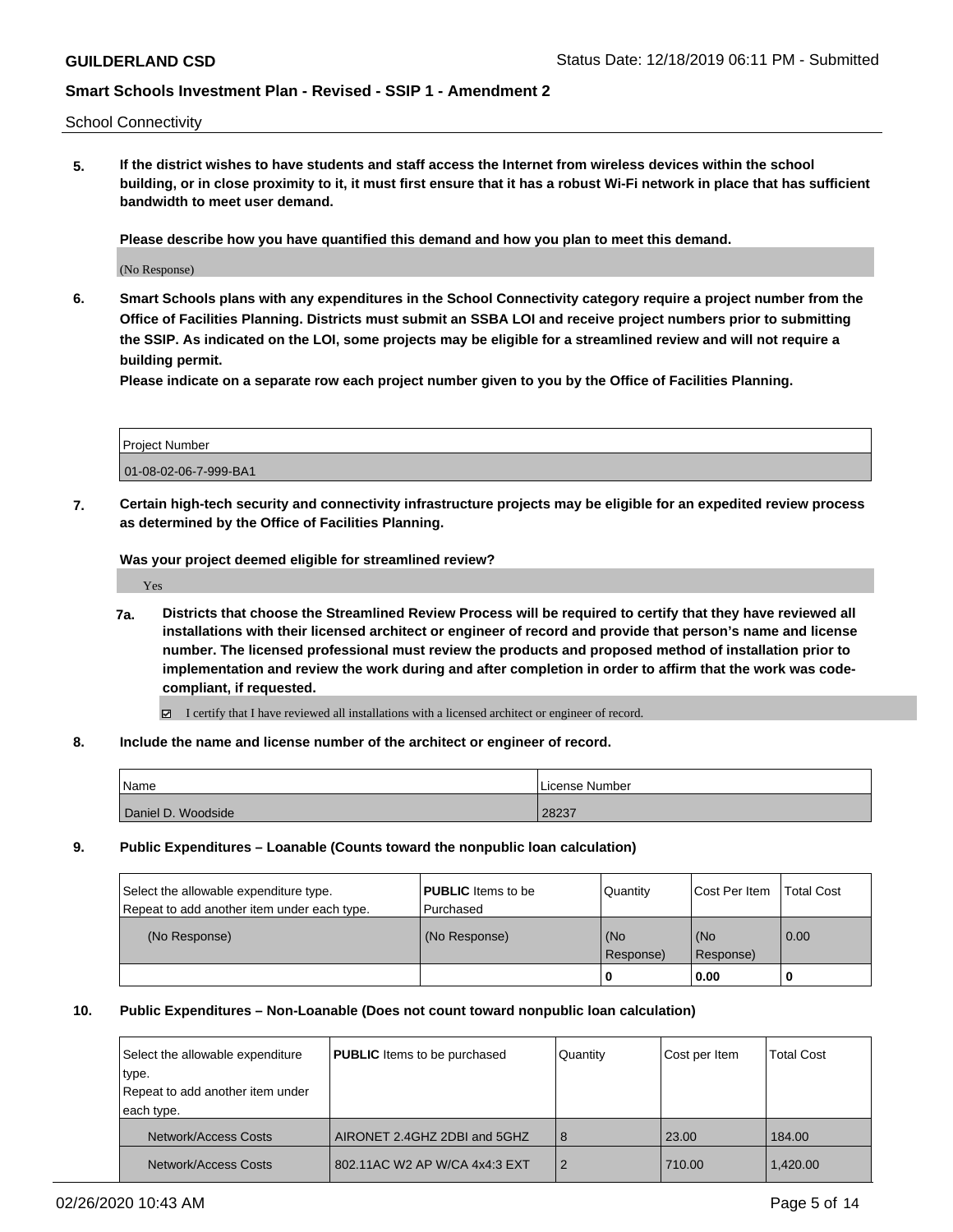School Connectivity

**5. If the district wishes to have students and staff access the Internet from wireless devices within the school building, or in close proximity to it, it must first ensure that it has a robust Wi-Fi network in place that has sufficient bandwidth to meet user demand.**

**Please describe how you have quantified this demand and how you plan to meet this demand.**

(No Response)

**6. Smart Schools plans with any expenditures in the School Connectivity category require a project number from the Office of Facilities Planning. Districts must submit an SSBA LOI and receive project numbers prior to submitting the SSIP. As indicated on the LOI, some projects may be eligible for a streamlined review and will not require a building permit.**

**Please indicate on a separate row each project number given to you by the Office of Facilities Planning.**

| Project Number |
| --- |
| 01-08-02-06-7-999-BA1 |

**7. Certain high-tech security and connectivity infrastructure projects may be eligible for an expedited review process as determined by the Office of Facilities Planning.**

**Was your project deemed eligible for streamlined review?**

Yes

**7a. Districts that choose the Streamlined Review Process will be required to certify that they have reviewed all installations with their licensed architect or engineer of record and provide that person's name and license number. The licensed professional must review the products and proposed method of installation prior to implementation and review the work during and after completion in order to affirm that the work was code-compliant, if requested.**

☑ I certify that I have reviewed all installations with a licensed architect or engineer of record.

**8. Include the name and license number of the architect or engineer of record.**

| Name | License Number |
| --- | --- |
| Daniel D. Woodside | 28237 |

**9. Public Expenditures – Loanable (Counts toward the nonpublic loan calculation)**

| Select the allowable expenditure type. Repeat to add another item under each type. | **PUBLIC** Items to be Purchased | Quantity | Cost Per Item | Total Cost |
| --- | --- | --- | --- | --- |
| (No Response) | (No Response) | (No Response) | (No Response) | 0.00 |
| | | **0** | **0.00** | **0** |

**10. Public Expenditures – Non-Loanable (Does not count toward nonpublic loan calculation)**

| Select the allowable expenditure type. Repeat to add another item under each type. | **PUBLIC** Items to be purchased | Quantity | Cost per Item | Total Cost |
| --- | --- | --- | --- | --- |
| Network/Access Costs | AIRONET 2.4GHZ 2DBI and 5GHZ | 8 | 23.00 | 184.00 |
| Network/Access Costs | 802.11AC W2 AP W/CA 4x4:3 EXT | 2 | 710.00 | 1,420.00 |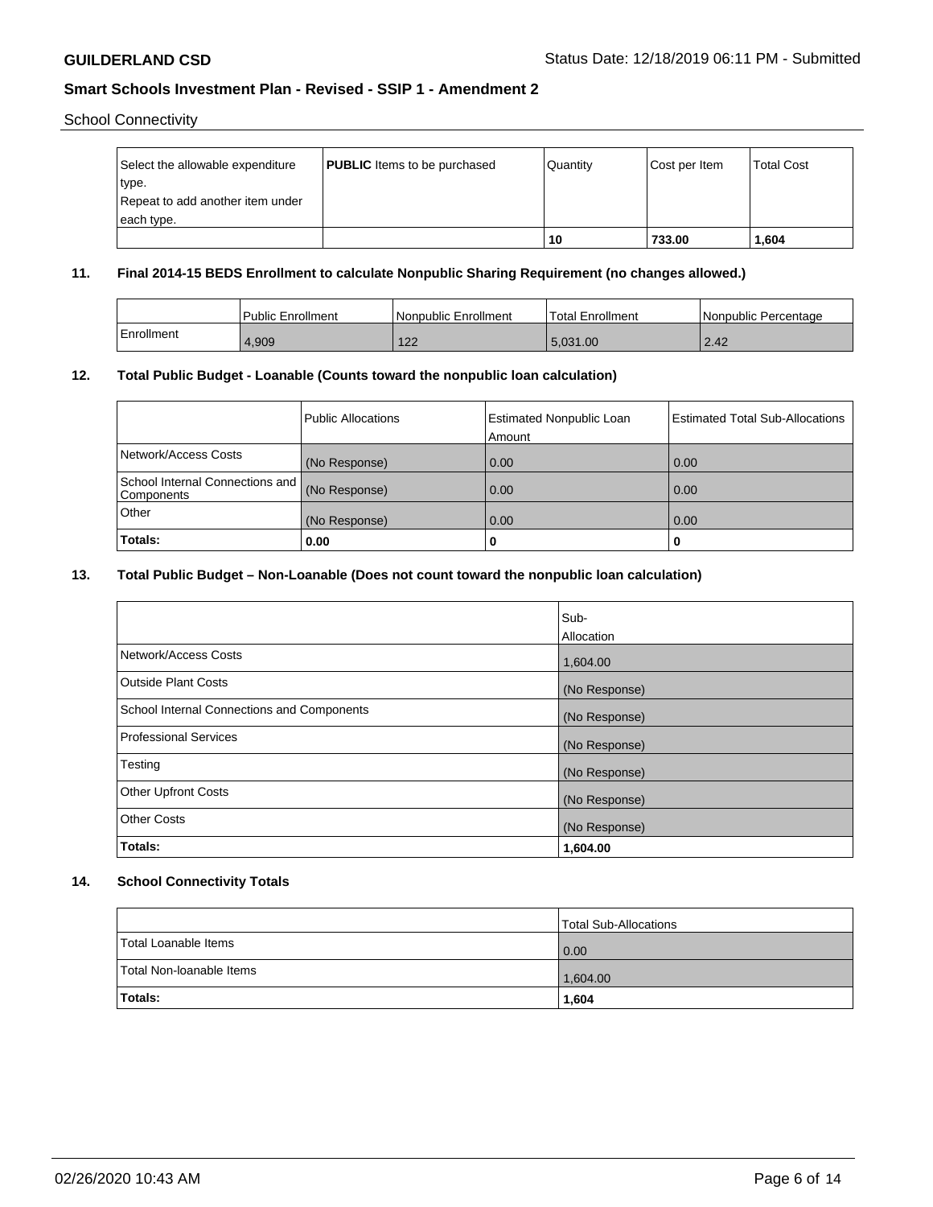School Connectivity

| Select the allowable expenditure type.<br>Repeat to add another item under each type. | **PUBLIC** Items to be purchased | Quantity | Cost per Item | Total Cost |
|---|---|---|---|---|
| | | **10** | **733.00** | **1,604** |

## 11. Final 2014-15 BEDS Enrollment to calculate Nonpublic Sharing Requirement (no changes allowed.)

| | Public Enrollment | Nonpublic Enrollment | Total Enrollment | Nonpublic Percentage |
|---|---|---|---|---|
| Enrollment | 4,909 | 122 | 5,031.00 | 2.42 |

## 12. Total Public Budget - Loanable (Counts toward the nonpublic loan calculation)

| | Public Allocations | Estimated Nonpublic Loan Amount | Estimated Total Sub-Allocations |
|---|---|---|---|
| Network/Access Costs | (No Response) | 0.00 | 0.00 |
| School Internal Connections and Components | (No Response) | 0.00 | 0.00 |
| Other | (No Response) | 0.00 | 0.00 |
| **Totals:** | **0.00** | **0** | **0** |

## 13. Total Public Budget – Non-Loanable (Does not count toward the nonpublic loan calculation)

| | Sub-Allocation |
|---|---|
| Network/Access Costs | 1,604.00 |
| Outside Plant Costs | (No Response) |
| School Internal Connections and Components | (No Response) |
| Professional Services | (No Response) |
| Testing | (No Response) |
| Other Upfront Costs | (No Response) |
| Other Costs | (No Response) |
| **Totals:** | **1,604.00** |

## 14. School Connectivity Totals

| | Total Sub-Allocations |
|---|---|
| Total Loanable Items | 0.00 |
| Total Non-loanable Items | 1,604.00 |
| **Totals:** | **1,604** |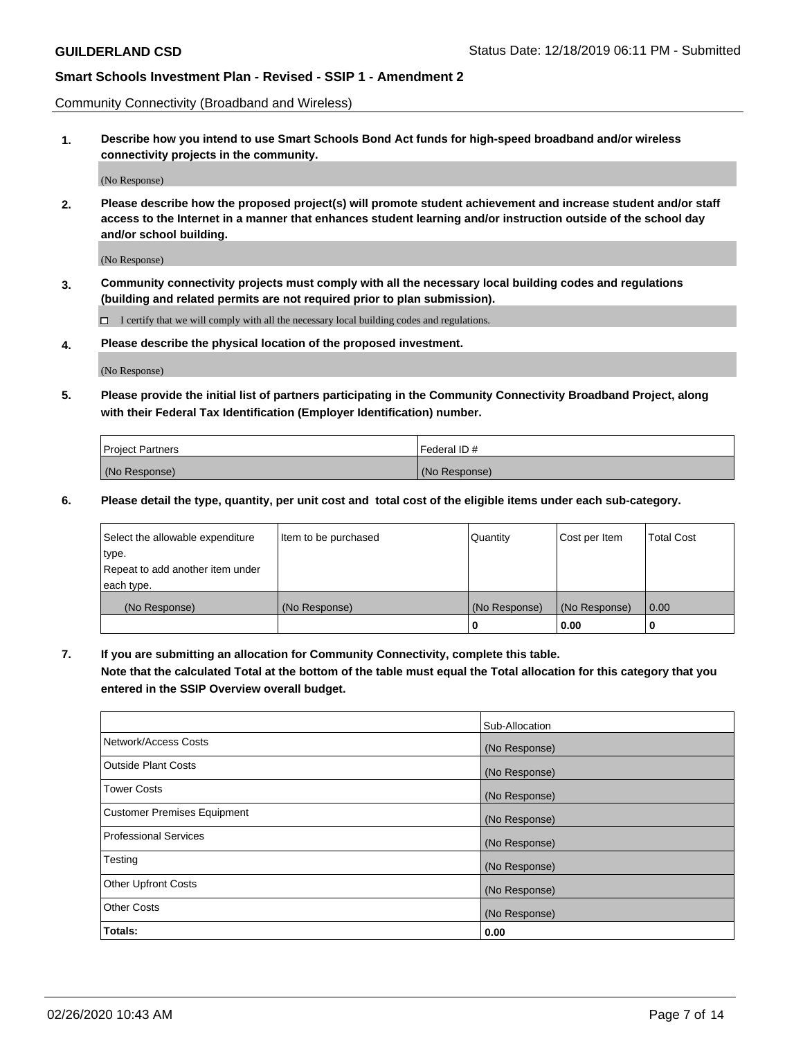Community Connectivity (Broadband and Wireless)

**1. Describe how you intend to use Smart Schools Bond Act funds for high-speed broadband and/or wireless connectivity projects in the community.**

(No Response)

**2. Please describe how the proposed project(s) will promote student achievement and increase student and/or staff access to the Internet in a manner that enhances student learning and/or instruction outside of the school day and/or school building.**

(No Response)

**3. Community connectivity projects must comply with all the necessary local building codes and regulations (building and related permits are not required prior to plan submission).**

☐ I certify that we will comply with all the necessary local building codes and regulations.

**4. Please describe the physical location of the proposed investment.**

(No Response)

**5. Please provide the initial list of partners participating in the Community Connectivity Broadband Project, along with their Federal Tax Identification (Employer Identification) number.**

| Project Partners | Federal ID # |
|---|---|
| (No Response) | (No Response) |

**6. Please detail the type, quantity, per unit cost and total cost of the eligible items under each sub-category.**

| Select the allowable expenditure type. Repeat to add another item under each type. | Item to be purchased | Quantity | Cost per Item | Total Cost |
|---|---|---|---|---|
| (No Response) | (No Response) | (No Response) | (No Response) | 0.00 |
| | | **0** | **0.00** | **0** |

**7. If you are submitting an allocation for Community Connectivity, complete this table. Note that the calculated Total at the bottom of the table must equal the Total allocation for this category that you entered in the SSIP Overview overall budget.**

| | Sub-Allocation |
|---|---|
| Network/Access Costs | (No Response) |
| Outside Plant Costs | (No Response) |
| Tower Costs | (No Response) |
| Customer Premises Equipment | (No Response) |
| Professional Services | (No Response) |
| Testing | (No Response) |
| Other Upfront Costs | (No Response) |
| Other Costs | (No Response) |
| **Totals:** | **0.00** |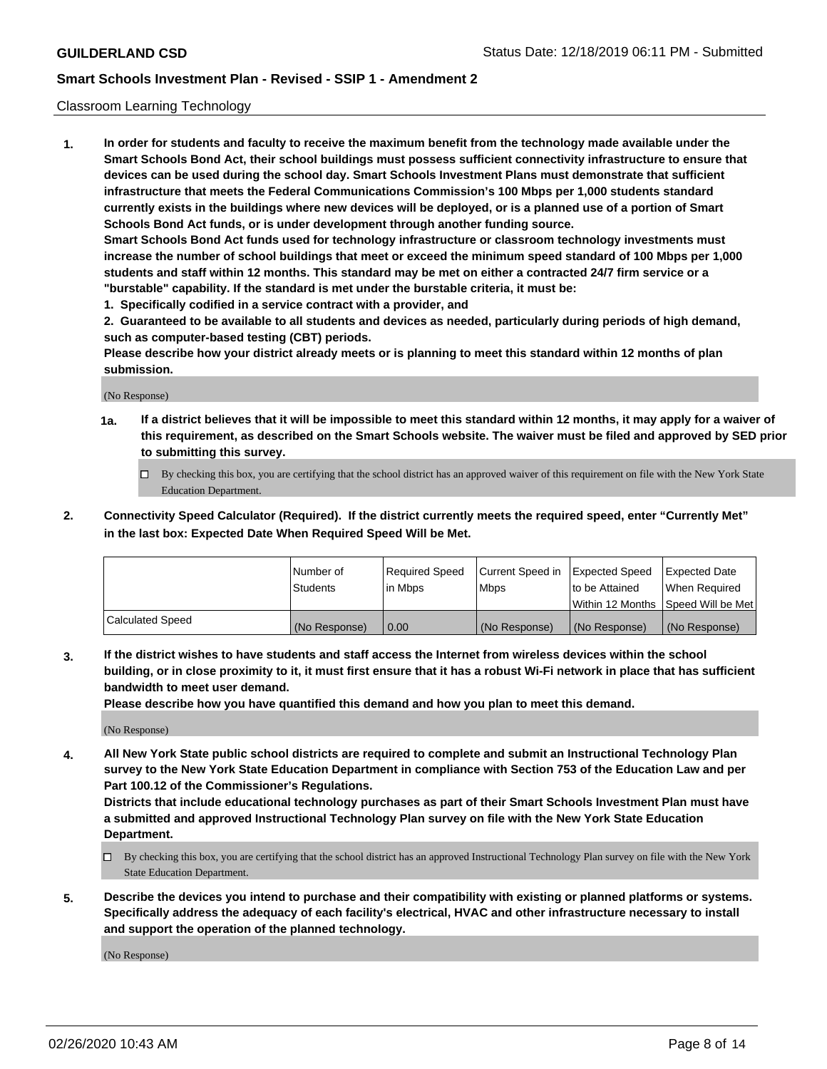Classroom Learning Technology

**1. In order for students and faculty to receive the maximum benefit from the technology made available under the Smart Schools Bond Act, their school buildings must possess sufficient connectivity infrastructure to ensure that devices can be used during the school day. Smart Schools Investment Plans must demonstrate that sufficient infrastructure that meets the Federal Communications Commission's 100 Mbps per 1,000 students standard currently exists in the buildings where new devices will be deployed, or is a planned use of a portion of Smart Schools Bond Act funds, or is under development through another funding source.**

**Smart Schools Bond Act funds used for technology infrastructure or classroom technology investments must increase the number of school buildings that meet or exceed the minimum speed standard of 100 Mbps per 1,000 students and staff within 12 months. This standard may be met on either a contracted 24/7 firm service or a "burstable" capability. If the standard is met under the burstable criteria, it must be:**

**1. Specifically codified in a service contract with a provider, and**

**2. Guaranteed to be available to all students and devices as needed, particularly during periods of high demand, such as computer-based testing (CBT) periods.**

**Please describe how your district already meets or is planning to meet this standard within 12 months of plan submission.**

(No Response)

**1a. If a district believes that it will be impossible to meet this standard within 12 months, it may apply for a waiver of this requirement, as described on the Smart Schools website. The waiver must be filed and approved by SED prior to submitting this survey.**

- ☐ By checking this box, you are certifying that the school district has an approved waiver of this requirement on file with the New York State Education Department.

**2. Connectivity Speed Calculator (Required). If the district currently meets the required speed, enter "Currently Met" in the last box: Expected Date When Required Speed Will be Met.**

| | Number of Students | Required Speed in Mbps | Current Speed in Mbps | Expected Speed to be Attained Within 12 Months | Expected Date When Required Speed Will be Met |
|---|---|---|---|---|---|
| Calculated Speed | (No Response) | 0.00 | (No Response) | (No Response) | (No Response) |

**3. If the district wishes to have students and staff access the Internet from wireless devices within the school building, or in close proximity to it, it must first ensure that it has a robust Wi-Fi network in place that has sufficient bandwidth to meet user demand.**

**Please describe how you have quantified this demand and how you plan to meet this demand.**

(No Response)

**4. All New York State public school districts are required to complete and submit an Instructional Technology Plan survey to the New York State Education Department in compliance with Section 753 of the Education Law and per Part 100.12 of the Commissioner's Regulations.**

**Districts that include educational technology purchases as part of their Smart Schools Investment Plan must have a submitted and approved Instructional Technology Plan survey on file with the New York State Education Department.**

- ☐ By checking this box, you are certifying that the school district has an approved Instructional Technology Plan survey on file with the New York State Education Department.

**5. Describe the devices you intend to purchase and their compatibility with existing or planned platforms or systems. Specifically address the adequacy of each facility's electrical, HVAC and other infrastructure necessary to install and support the operation of the planned technology.**

(No Response)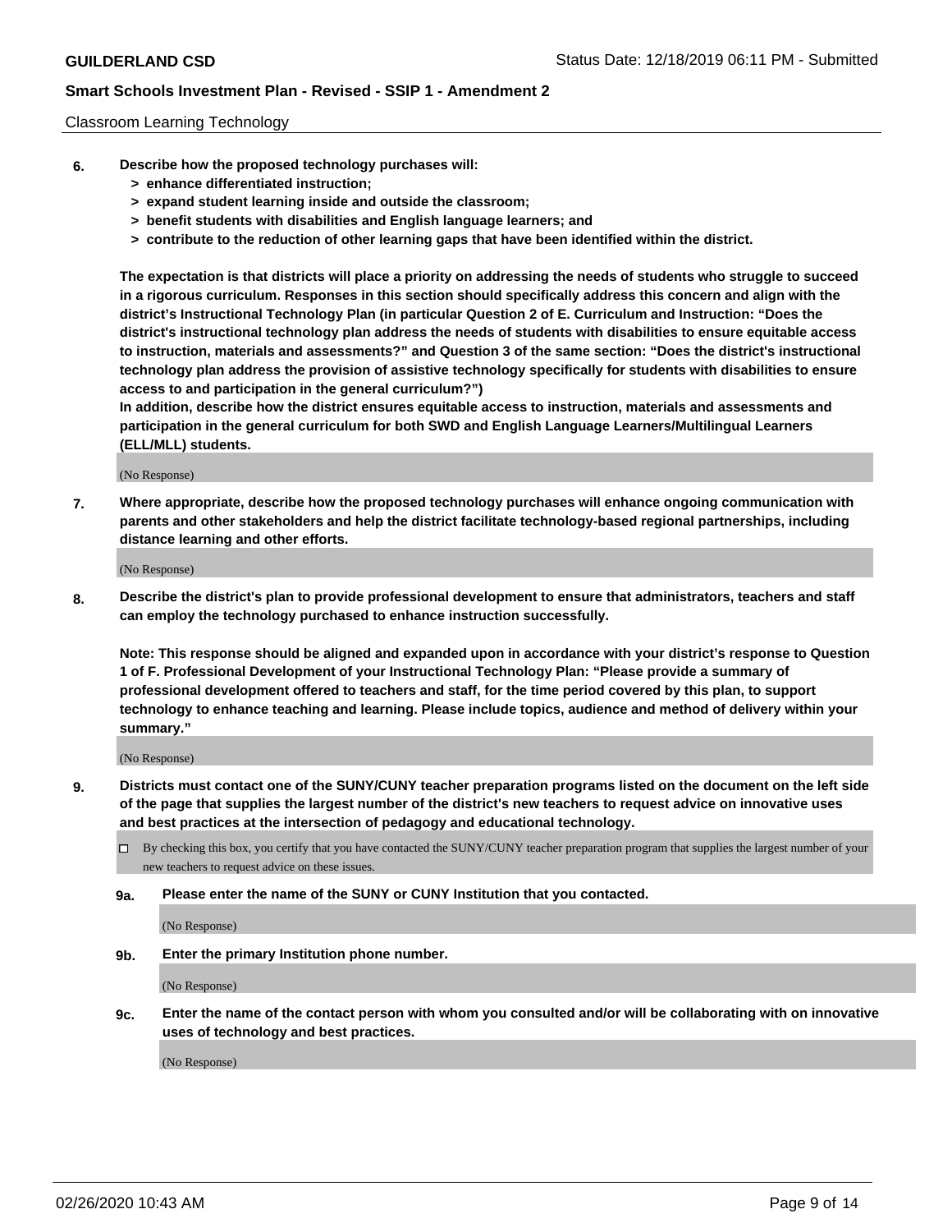Classroom Learning Technology

**6. Describe how the proposed technology purchases will:**
- **> enhance differentiated instruction;**
- **> expand student learning inside and outside the classroom;**
- **> benefit students with disabilities and English language learners; and**
- **> contribute to the reduction of other learning gaps that have been identified within the district.**

**The expectation is that districts will place a priority on addressing the needs of students who struggle to succeed in a rigorous curriculum. Responses in this section should specifically address this concern and align with the district's Instructional Technology Plan (in particular Question 2 of E. Curriculum and Instruction: "Does the district's instructional technology plan address the needs of students with disabilities to ensure equitable access to instruction, materials and assessments?" and Question 3 of the same section: "Does the district's instructional technology plan address the provision of assistive technology specifically for students with disabilities to ensure access to and participation in the general curriculum?")**

**In addition, describe how the district ensures equitable access to instruction, materials and assessments and participation in the general curriculum for both SWD and English Language Learners/Multilingual Learners (ELL/MLL) students.**

(No Response)

**7. Where appropriate, describe how the proposed technology purchases will enhance ongoing communication with parents and other stakeholders and help the district facilitate technology-based regional partnerships, including distance learning and other efforts.**

(No Response)

**8. Describe the district's plan to provide professional development to ensure that administrators, teachers and staff can employ the technology purchased to enhance instruction successfully.**

**Note: This response should be aligned and expanded upon in accordance with your district's response to Question 1 of F. Professional Development of your Instructional Technology Plan: "Please provide a summary of professional development offered to teachers and staff, for the time period covered by this plan, to support technology to enhance teaching and learning. Please include topics, audience and method of delivery within your summary."**

(No Response)

**9. Districts must contact one of the SUNY/CUNY teacher preparation programs listed on the document on the left side of the page that supplies the largest number of the district's new teachers to request advice on innovative uses and best practices at the intersection of pedagogy and educational technology.**

☐ By checking this box, you certify that you have contacted the SUNY/CUNY teacher preparation program that supplies the largest number of your new teachers to request advice on these issues.

**9a. Please enter the name of the SUNY or CUNY Institution that you contacted.**

(No Response)

**9b. Enter the primary Institution phone number.**

(No Response)

**9c. Enter the name of the contact person with whom you consulted and/or will be collaborating with on innovative uses of technology and best practices.**

(No Response)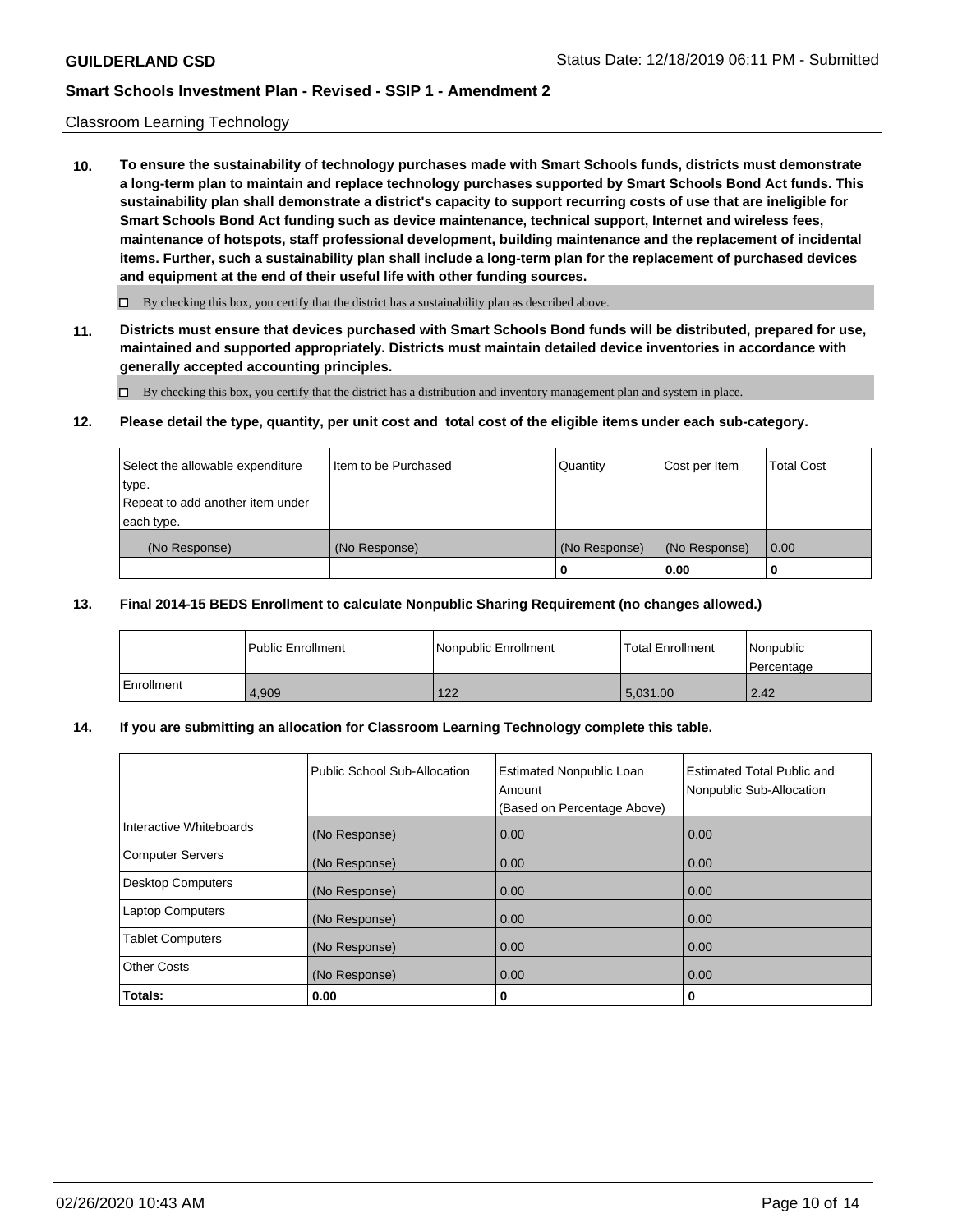Classroom Learning Technology

**10. To ensure the sustainability of technology purchases made with Smart Schools funds, districts must demonstrate a long-term plan to maintain and replace technology purchases supported by Smart Schools Bond Act funds. This sustainability plan shall demonstrate a district's capacity to support recurring costs of use that are ineligible for Smart Schools Bond Act funding such as device maintenance, technical support, Internet and wireless fees, maintenance of hotspots, staff professional development, building maintenance and the replacement of incidental items. Further, such a sustainability plan shall include a long-term plan for the replacement of purchased devices and equipment at the end of their useful life with other funding sources.**

☐ By checking this box, you certify that the district has a sustainability plan as described above.

**11. Districts must ensure that devices purchased with Smart Schools Bond funds will be distributed, prepared for use, maintained and supported appropriately. Districts must maintain detailed device inventories in accordance with generally accepted accounting principles.**

☐ By checking this box, you certify that the district has a distribution and inventory management plan and system in place.

**12. Please detail the type, quantity, per unit cost and total cost of the eligible items under each sub-category.**

| Select the allowable expenditure type. Repeat to add another item under each type. | Item to be Purchased | Quantity | Cost per Item | Total Cost |
|---|---|---|---|---|
| (No Response) | (No Response) | (No Response) | (No Response) | 0.00 |
| | | **0** | **0.00** | **0** |

**13. Final 2014-15 BEDS Enrollment to calculate Nonpublic Sharing Requirement (no changes allowed.)**

| | Public Enrollment | Nonpublic Enrollment | Total Enrollment | Nonpublic Percentage |
|---|---|---|---|---|
| Enrollment | 4,909 | 122 | 5,031.00 | 2.42 |

**14. If you are submitting an allocation for Classroom Learning Technology complete this table.**

| | Public School Sub-Allocation | Estimated Nonpublic Loan Amount (Based on Percentage Above) | Estimated Total Public and Nonpublic Sub-Allocation |
|---|---|---|---|
| Interactive Whiteboards | (No Response) | 0.00 | 0.00 |
| Computer Servers | (No Response) | 0.00 | 0.00 |
| Desktop Computers | (No Response) | 0.00 | 0.00 |
| Laptop Computers | (No Response) | 0.00 | 0.00 |
| Tablet Computers | (No Response) | 0.00 | 0.00 |
| Other Costs | (No Response) | 0.00 | 0.00 |
| **Totals:** | **0.00** | **0** | **0** |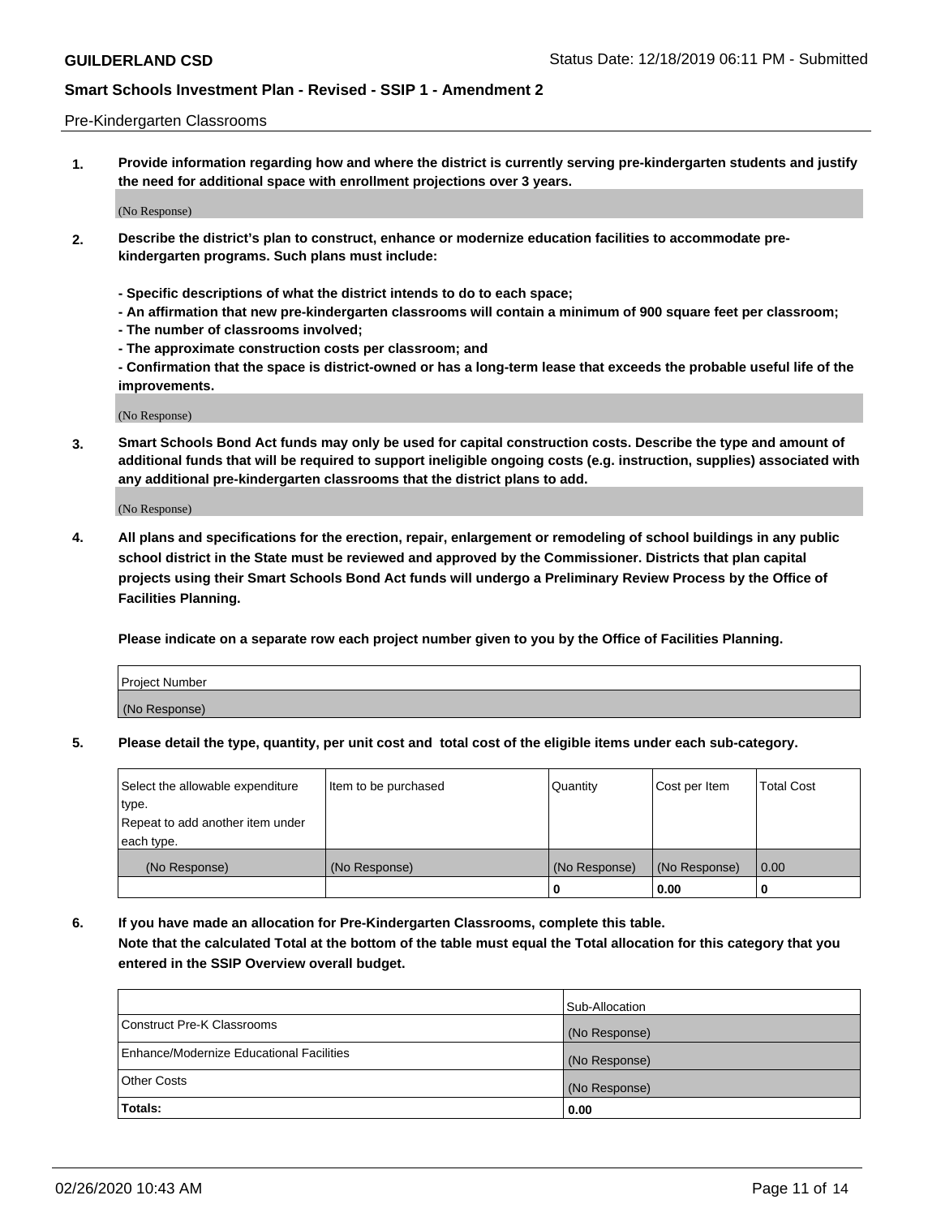Pre-Kindergarten Classrooms

**1. Provide information regarding how and where the district is currently serving pre-kindergarten students and justify the need for additional space with enrollment projections over 3 years.**

(No Response)

**2. Describe the district's plan to construct, enhance or modernize education facilities to accommodate pre-kindergarten programs. Such plans must include:**

**- Specific descriptions of what the district intends to do to each space;**
**- An affirmation that new pre-kindergarten classrooms will contain a minimum of 900 square feet per classroom;**
**- The number of classrooms involved;**
**- The approximate construction costs per classroom; and**
**- Confirmation that the space is district-owned or has a long-term lease that exceeds the probable useful life of the improvements.**

(No Response)

**3. Smart Schools Bond Act funds may only be used for capital construction costs. Describe the type and amount of additional funds that will be required to support ineligible ongoing costs (e.g. instruction, supplies) associated with any additional pre-kindergarten classrooms that the district plans to add.**

(No Response)

**4. All plans and specifications for the erection, repair, enlargement or remodeling of school buildings in any public school district in the State must be reviewed and approved by the Commissioner. Districts that plan capital projects using their Smart Schools Bond Act funds will undergo a Preliminary Review Process by the Office of Facilities Planning.**

**Please indicate on a separate row each project number given to you by the Office of Facilities Planning.**

| Project Number |
| --- |
| (No Response) |

**5. Please detail the type, quantity, per unit cost and total cost of the eligible items under each sub-category.**

| Select the allowable expenditure type. Repeat to add another item under each type. | Item to be purchased | Quantity | Cost per Item | Total Cost |
| --- | --- | --- | --- | --- |
| (No Response) | (No Response) | (No Response) | (No Response) | 0.00 |
| | | 0 | 0.00 | 0 |

**6. If you have made an allocation for Pre-Kindergarten Classrooms, complete this table. Note that the calculated Total at the bottom of the table must equal the Total allocation for this category that you entered in the SSIP Overview overall budget.**

| | Sub-Allocation |
| --- | --- |
| Construct Pre-K Classrooms | (No Response) |
| Enhance/Modernize Educational Facilities | (No Response) |
| Other Costs | (No Response) |
| **Totals:** | **0.00** |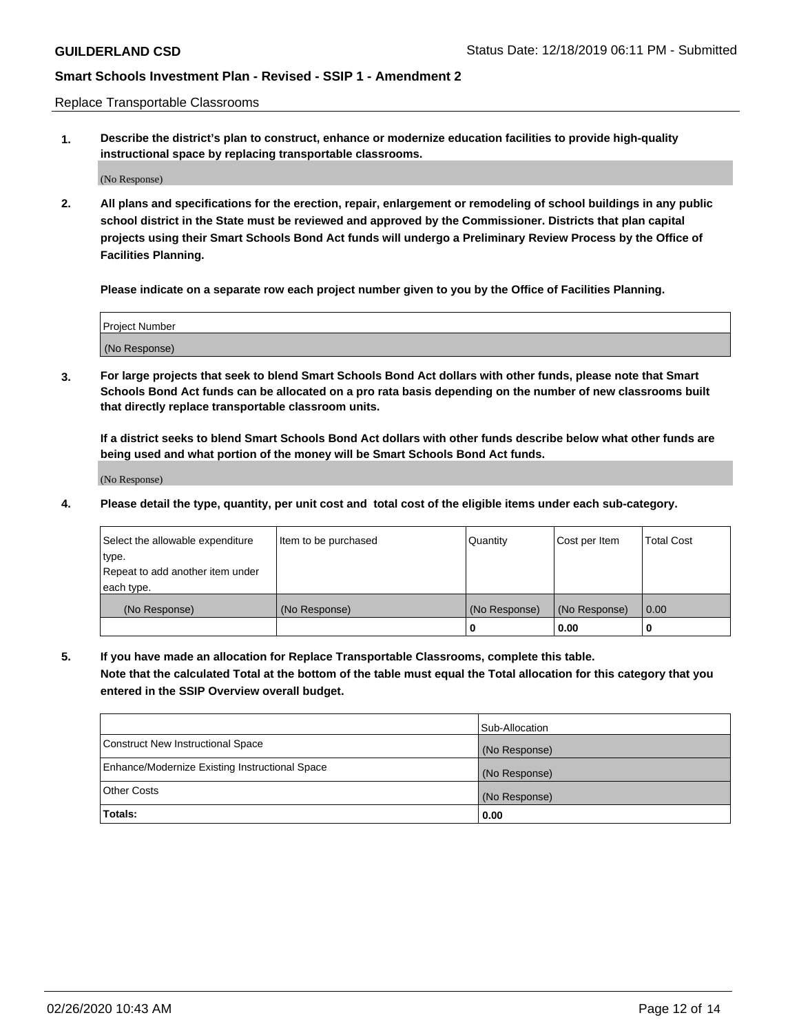Replace Transportable Classrooms

**1. Describe the district's plan to construct, enhance or modernize education facilities to provide high-quality instructional space by replacing transportable classrooms.**

(No Response)

**2. All plans and specifications for the erection, repair, enlargement or remodeling of school buildings in any public school district in the State must be reviewed and approved by the Commissioner. Districts that plan capital projects using their Smart Schools Bond Act funds will undergo a Preliminary Review Process by the Office of Facilities Planning.**

**Please indicate on a separate row each project number given to you by the Office of Facilities Planning.**

| Project Number |
|---|
| (No Response) |

**3. For large projects that seek to blend Smart Schools Bond Act dollars with other funds, please note that Smart Schools Bond Act funds can be allocated on a pro rata basis depending on the number of new classrooms built that directly replace transportable classroom units.**

**If a district seeks to blend Smart Schools Bond Act dollars with other funds describe below what other funds are being used and what portion of the money will be Smart Schools Bond Act funds.**

(No Response)

**4. Please detail the type, quantity, per unit cost and total cost of the eligible items under each sub-category.**

| Select the allowable expenditure type. Repeat to add another item under each type. | Item to be purchased | Quantity | Cost per Item | Total Cost |
|---|---|---|---|---|
| (No Response) | (No Response) | (No Response) | (No Response) | 0.00 |
| | | 0 | 0.00 | 0 |

**5. If you have made an allocation for Replace Transportable Classrooms, complete this table. Note that the calculated Total at the bottom of the table must equal the Total allocation for this category that you entered in the SSIP Overview overall budget.**

| | Sub-Allocation |
|---|---|
| Construct New Instructional Space | (No Response) |
| Enhance/Modernize Existing Instructional Space | (No Response) |
| Other Costs | (No Response) |
| **Totals:** | **0.00** |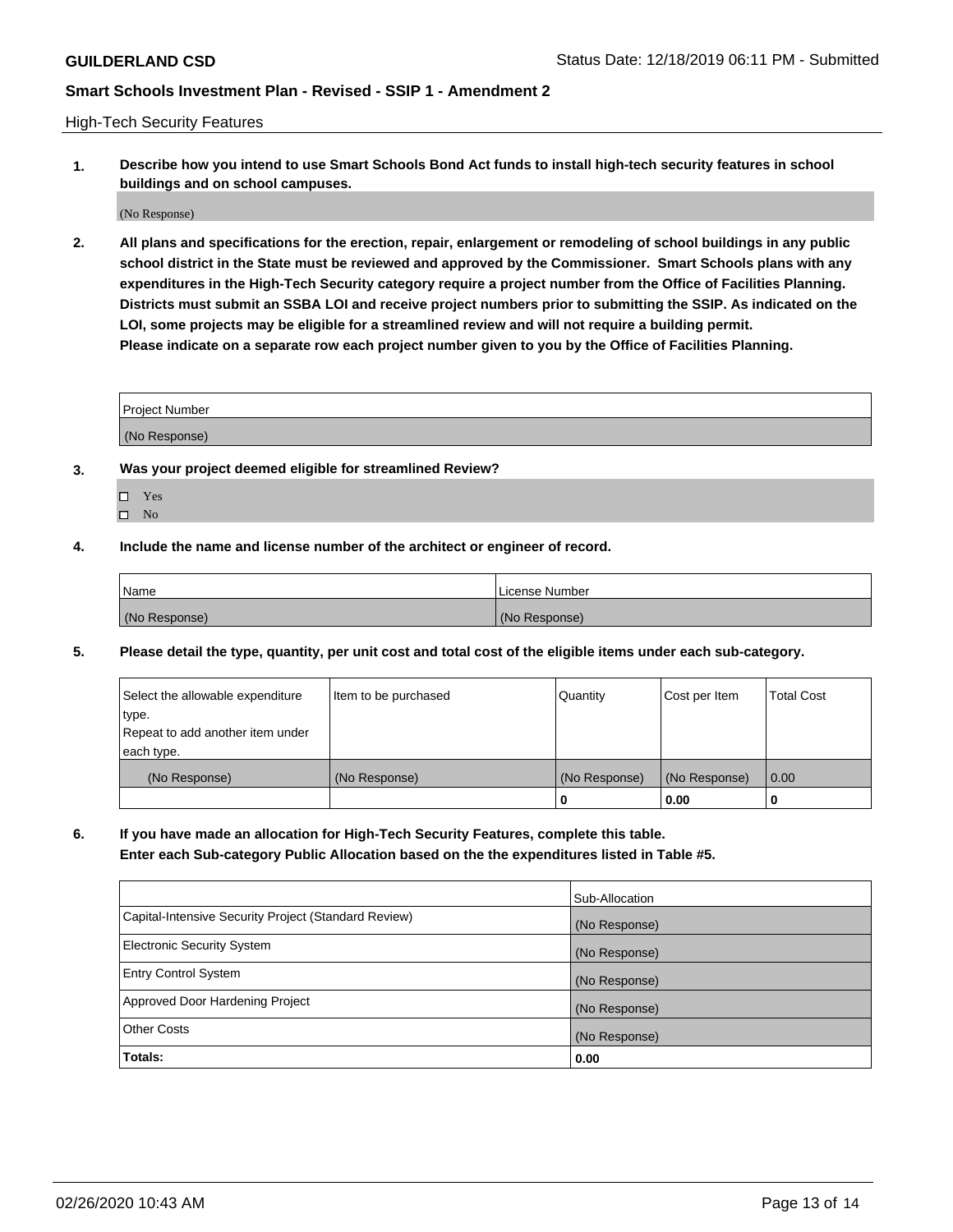High-Tech Security Features

**1. Describe how you intend to use Smart Schools Bond Act funds to install high-tech security features in school buildings and on school campuses.**

(No Response)

**2. All plans and specifications for the erection, repair, enlargement or remodeling of school buildings in any public school district in the State must be reviewed and approved by the Commissioner. Smart Schools plans with any expenditures in the High-Tech Security category require a project number from the Office of Facilities Planning. Districts must submit an SSBA LOI and receive project numbers prior to submitting the SSIP. As indicated on the LOI, some projects may be eligible for a streamlined review and will not require a building permit. Please indicate on a separate row each project number given to you by the Office of Facilities Planning.**

| Project Number |
|---|
| (No Response) |

**3. Was your project deemed eligible for streamlined Review?**

- ☐ Yes
- ☐ No

**4. Include the name and license number of the architect or engineer of record.**

| Name | License Number |
|---|---|
| (No Response) | (No Response) |

**5. Please detail the type, quantity, per unit cost and total cost of the eligible items under each sub-category.**

| Select the allowable expenditure type. Repeat to add another item under each type. | Item to be purchased | Quantity | Cost per Item | Total Cost |
|---|---|---|---|---|
| (No Response) | (No Response) | (No Response) | (No Response) | 0.00 |
| | | 0 | 0.00 | 0 |

**6. If you have made an allocation for High-Tech Security Features, complete this table. Enter each Sub-category Public Allocation based on the the expenditures listed in Table #5.**

| | Sub-Allocation |
|---|---|
| Capital-Intensive Security Project (Standard Review) | (No Response) |
| Electronic Security System | (No Response) |
| Entry Control System | (No Response) |
| Approved Door Hardening Project | (No Response) |
| Other Costs | (No Response) |
| **Totals:** | **0.00** |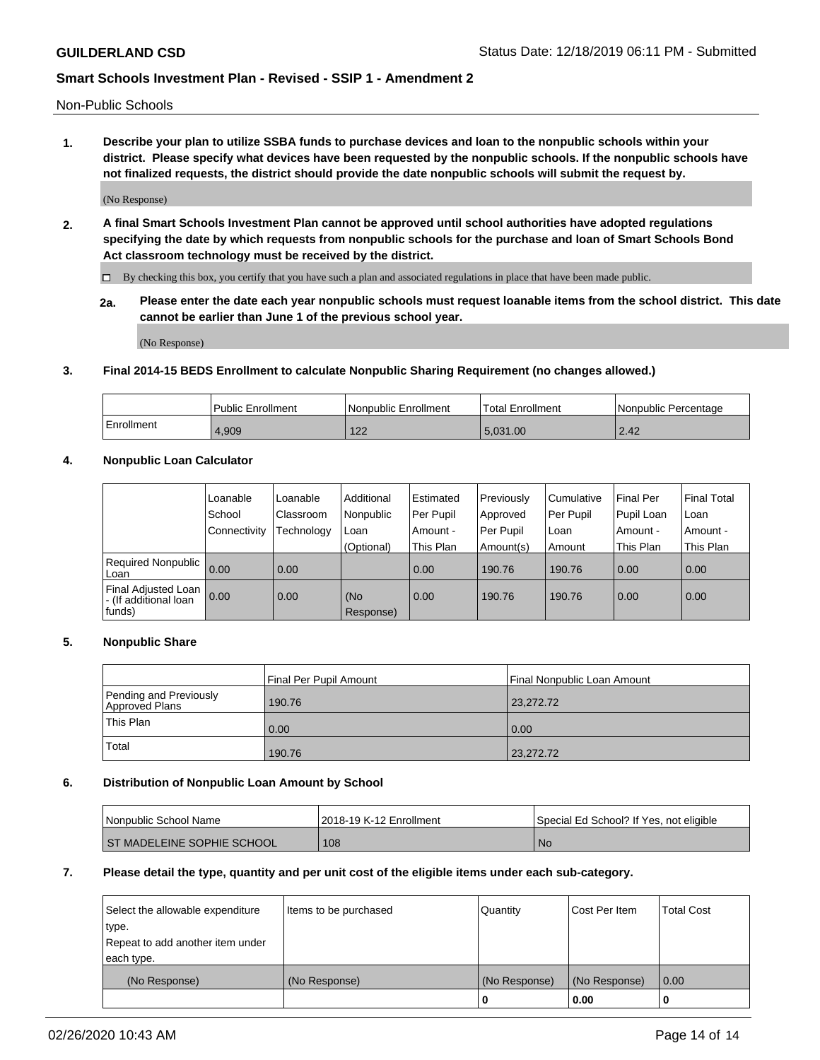Non-Public Schools

**1. Describe your plan to utilize SSBA funds to purchase devices and loan to the nonpublic schools within your district. Please specify what devices have been requested by the nonpublic schools. If the nonpublic schools have not finalized requests, the district should provide the date nonpublic schools will submit the request by.**

(No Response)

**2. A final Smart Schools Investment Plan cannot be approved until school authorities have adopted regulations specifying the date by which requests from nonpublic schools for the purchase and loan of Smart Schools Bond Act classroom technology must be received by the district.**

☐ By checking this box, you certify that you have such a plan and associated regulations in place that have been made public.

**2a. Please enter the date each year nonpublic schools must request loanable items from the school district. This date cannot be earlier than June 1 of the previous school year.**

(No Response)

**3. Final 2014-15 BEDS Enrollment to calculate Nonpublic Sharing Requirement (no changes allowed.)**

| | Public Enrollment | Nonpublic Enrollment | Total Enrollment | Nonpublic Percentage |
|---|---|---|---|---|
| Enrollment | 4,909 | 122 | 5,031.00 | 2.42 |

**4. Nonpublic Loan Calculator**

| | Loanable School Connectivity | Loanable Classroom Technology | Additional Nonpublic Loan (Optional) | Estimated Per Pupil Amount - This Plan | Previously Approved Per Pupil Amount(s) | Cumulative Per Pupil Loan Amount | Final Per Pupil Loan Amount - This Plan | Final Total Loan Amount - This Plan |
|---|---|---|---|---|---|---|---|---|
| Required Nonpublic Loan | 0.00 | 0.00 | | 0.00 | 190.76 | 190.76 | 0.00 | 0.00 |
| Final Adjusted Loan - (If additional loan funds) | 0.00 | 0.00 | (No Response) | 0.00 | 190.76 | 190.76 | 0.00 | 0.00 |

**5. Nonpublic Share**

| | Final Per Pupil Amount | Final Nonpublic Loan Amount |
|---|---|---|
| Pending and Previously Approved Plans | 190.76 | 23,272.72 |
| This Plan | 0.00 | 0.00 |
| Total | 190.76 | 23,272.72 |

**6. Distribution of Nonpublic Loan Amount by School**

| Nonpublic School Name | 2018-19 K-12 Enrollment | Special Ed School? If Yes, not eligible |
|---|---|---|
| ST MADELEINE SOPHIE SCHOOL | 108 | No |

**7. Please detail the type, quantity and per unit cost of the eligible items under each sub-category.**

| Select the allowable expenditure type. Repeat to add another item under each type. | Items to be purchased | Quantity | Cost Per Item | Total Cost |
|---|---|---|---|---|
| (No Response) | (No Response) | (No Response) | (No Response) | 0.00 |
| | | 0 | 0.00 | 0 |